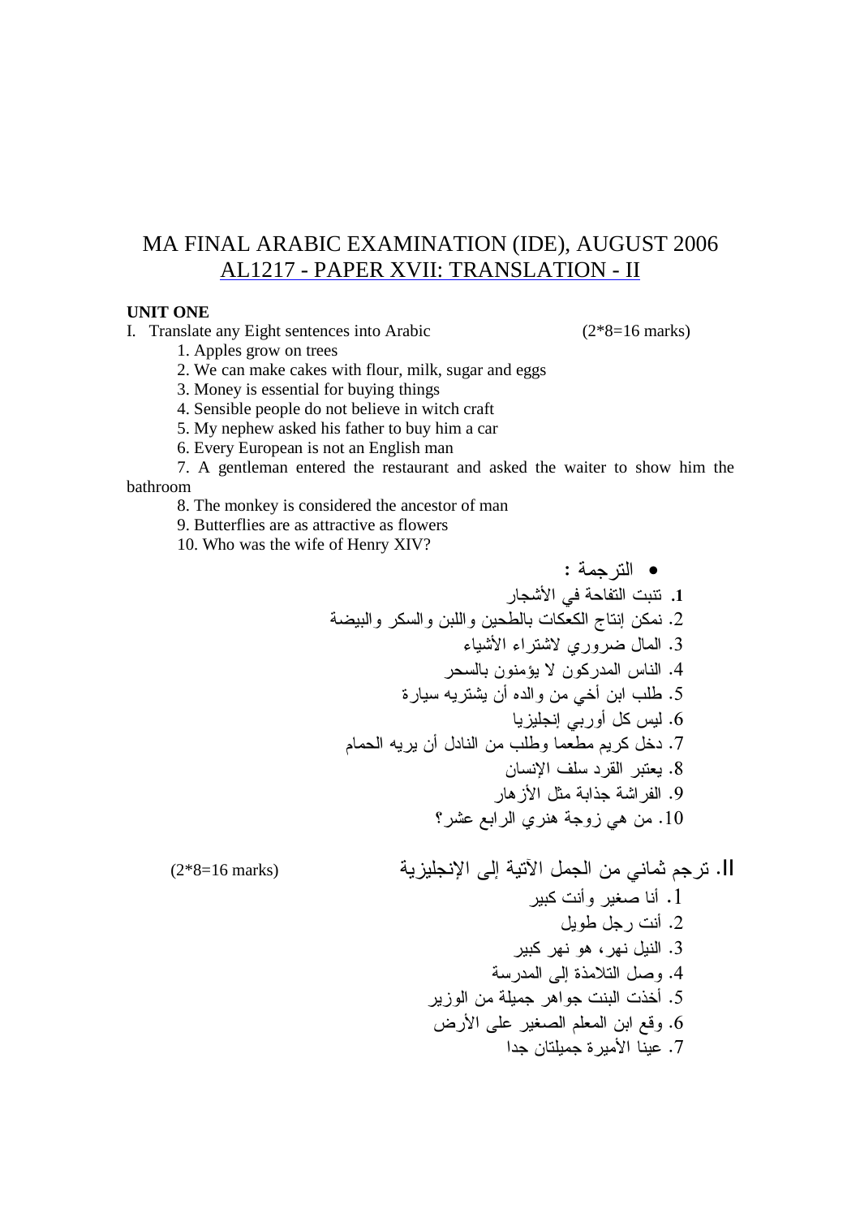# MA FINAL ARABIC EXAMINATION (IDE), AUGUST 2006

## AL1217 - PAPER XVII: TRANSLATION - II

**UNIT ONE**

I. Translate any Eight sentences into Arabic (2*8=16 marks)

1. Apples grow on trees
2. We can make cakes with flour, milk, sugar and eggs
3. Money is essential for buying things
4. Sensible people do not believe in witch craft
5. My nephew asked his father to buy him a car
6. Every European is not an English man
7. A gentleman entered the restaurant and asked the waiter to show him the bathroom
8. The monkey is considered the ancestor of man
9. Butterflies are as attractive as flowers
10. Who was the wife of Henry XIV?

- الترجمة :

1. تنبت التفاحة في الأشجار
2. نمكن إنتاج الكعكات بالطحين واللبن والسكر والبيضة
3. المال ضروري لاشتراء الأشياء
4. الناس المدركون لا يؤمنون بالسحر
5. طلب ابن أخي من والده أن يشتريه سيارة
6. ليس كل أوربي إنجليزيا
7. دخل كريم مطعما وطلب من النادل أن يريه الحمام
8. يعتبر القرد سلف الإنسان
9. الفراشة جذابة مثل الأزهار
10. من هي زوجة هنري الرابع عشر؟

II. ترجم ثماني من الجمل الآتية إلى الإنجليزية (2*8=16 marks)

1. أنا صغير وأنت كبير
2. أنت رجل طويل
3. النيل نهر، هو نهر كبير
4. وصل التلامذة إلى المدرسة
5. أخذت البنت جواهر جميلة من الوزير
6. وقع ابن المعلم الصغير على الأرض
7. عينا الأميرة جميلتان جدا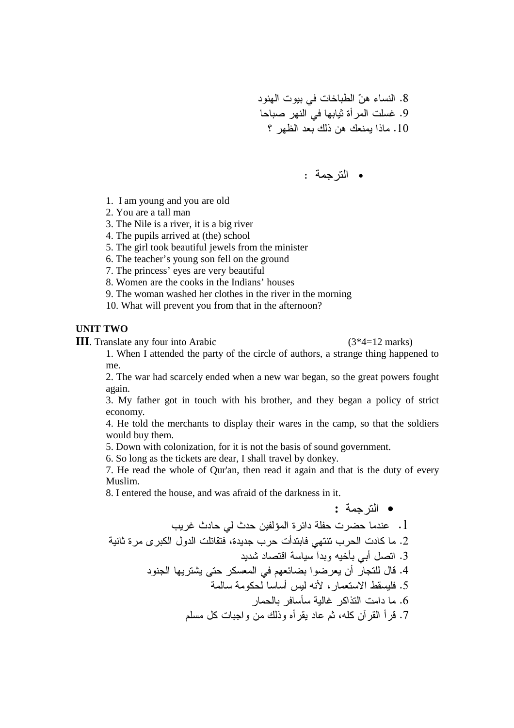8. النساء هنّ الطباخات في بيوت الهنود
9. غسلت المرأة ثيابها في النهر صباحا
10. ماذا يمنعك هن ذلك بعد الظهر ؟

- الترجمة :

1. I am young and you are old
2. You are a tall man
3. The Nile is a river, it is a big river
4. The pupils arrived at (the) school
5. The girl took beautiful jewels from the minister
6. The teacher's young son fell on the ground
7. The princess' eyes are very beautiful
8. Women are the cooks in the Indians' houses
9. The woman washed her clothes in the river in the morning
10. What will prevent you from that in the afternoon?

**UNIT TWO**

**III**. Translate any four into Arabic (3*4=12 marks)

1. When I attended the party of the circle of authors, a strange thing happened to me.
2. The war had scarcely ended when a new war began, so the great powers fought again.
3. My father got in touch with his brother, and they began a policy of strict economy.
4. He told the merchants to display their wares in the camp, so that the soldiers would buy them.
5. Down with colonization, for it is not the basis of sound government.
6. So long as the tickets are dear, I shall travel by donkey.
7. He read the whole of Qur'an, then read it again and that is the duty of every Muslim.
8. I entered the house, and was afraid of the darkness in it.

- الترجمة :

1. عندما حضرت حفلة دائرة المؤلفين حدث لي حادث غريب
2. ما كادت الحرب تنتهي فابتدأت حرب جديدة، فتقاتلت الدول الكبرى مرة ثانية
3. اتصل أبي بأخيه وبدآ سياسة اقتصاد شديد
4. قال للتجار أن يعرضوا بضائعهم في المعسكر حتى يشتريها الجنود
5. فليسقط الاستعمار، لأنه ليس أساسا لحكومة سالمة
6. ما دامت التذاكر غالية سأسافر بالحمار
7. قرأ القرآن كله، ثم عاد يقرأه وذلك من واجبات كل مسلم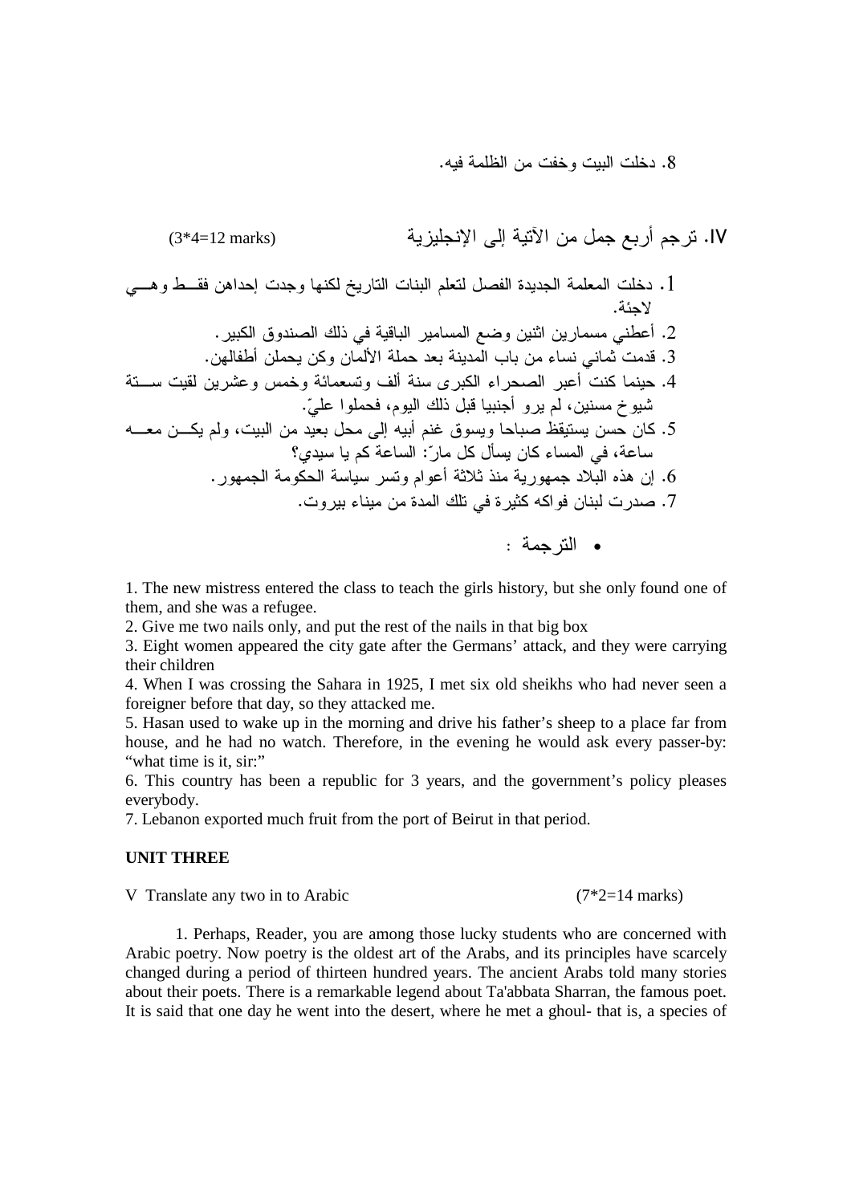8. دخلت البيت وخفت من الظلمة فيه.

IV. ترجم أربع جمل من الآتية إلى الإنجليزية (3*4=12 marks)

1. دخلت المعلمة الجديدة الفصل لتعلم البنات التاريخ لكنها وجدت إحداهن فقط وهي لاجئة.
2. أعطني مسمارين اثنين وضع المسامير الباقية في ذلك الصندوق الكبير.
3. قدمت ثماني نساء من باب المدينة بعد حملة الألمان وكن يحملن أطفالهن.
4. حينما كنت أعبر الصحراء الكبرى سنة ألف وتسعمائة وخمس وعشرين لقيت ستة شيوخ مسنين، لم يرو أجنبيا قبل ذلك اليوم، فحملوا عليّ.
5. كان حسن يستيقظ صباحا ويسوق غنم أبيه إلى محل بعيد من البيت، ولم يكن معه ساعة، في المساء كان يسأل كل مارّ: الساعة كم يا سيدي؟
6. إن هذه البلاد جمهورية منذ ثلاثة أعوام وتسر سياسة الحكومة الجمهور.
7. صدرت لبنان فواكه كثيرة في تلك المدة من ميناء بيروت.

- الترجمة :

1. The new mistress entered the class to teach the girls history, but she only found one of them, and she was a refugee.
2. Give me two nails only, and put the rest of the nails in that big box
3. Eight women appeared the city gate after the Germans' attack, and they were carrying their children
4. When I was crossing the Sahara in 1925, I met six old sheikhs who had never seen a foreigner before that day, so they attacked me.
5. Hasan used to wake up in the morning and drive his father's sheep to a place far from house, and he had no watch. Therefore, in the evening he would ask every passer-by: "what time is it, sir:"
6. This country has been a republic for 3 years, and the government's policy pleases everybody.
7. Lebanon exported much fruit from the port of Beirut in that period.

**UNIT THREE**

V Translate any two in to Arabic (7*2=14 marks)

1. Perhaps, Reader, you are among those lucky students who are concerned with Arabic poetry. Now poetry is the oldest art of the Arabs, and its principles have scarcely changed during a period of thirteen hundred years. The ancient Arabs told many stories about their poets. There is a remarkable legend about Ta'abbata Sharran, the famous poet. It is said that one day he went into the desert, where he met a ghoul- that is, a species of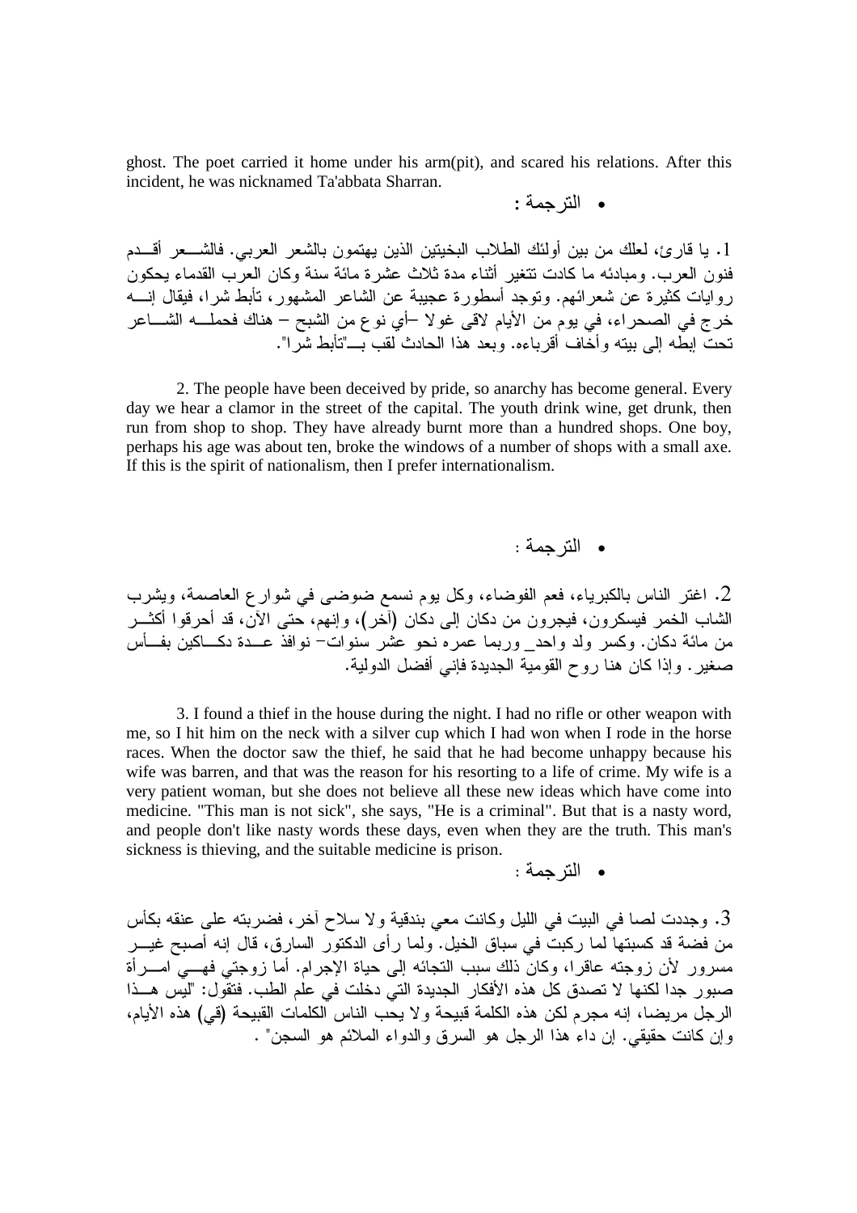ghost. The poet carried it home under his arm(pit), and scared his relations. After this incident, he was nicknamed Ta'abbata Sharran.

- الترجمة :

1. يا قارئ، لعلك من بين أولئك الطلاب البخيتين الذين يهتمون بالشعر العربي. فالشعر أقدم فنون العرب. ومبادئه ما كادت تتغير أثناء مدة ثلاث عشرة مائة سنة وكان العرب القدماء يحكون روايات كثيرة عن شعرائهم. وتوجد أسطورة عجيبة عن الشاعر المشهور، تأبط شرا، فيقال إنه خرج في الصحراء، في يوم من الأيام لاقى غولا –أي نوع من الشبح – هناك فحمله الشاعر تحت إبطه إلى بيته وأخاف أقرباءه. وبعد هذا الحادث لقب بـ"تأبط شرا".

2. The people have been deceived by pride, so anarchy has become general. Every day we hear a clamor in the street of the capital. The youth drink wine, get drunk, then run from shop to shop. They have already burnt more than a hundred shops. One boy, perhaps his age was about ten, broke the windows of a number of shops with a small axe. If this is the spirit of nationalism, then I prefer internationalism.

- الترجمة :

2. اغتر الناس بالكبرياء، فعم الفوضاء، وكل يوم نسمع ضوضى في شوارع العاصمة، ويشرب الشاب الخمر فيسكرون، فيجرون من دكان إلى دكان (آخر)، وإنهم، حتى الآن، قد أحرقوا أكثر من مائة دكان. وكسر ولد واحد_ وربما عمره نحو عشر سنوات– نوافذ عدة دكاكين بفأس صغير. وإذا كان هنا روح القومية الجديدة فإني أفضل الدولية.

3. I found a thief in the house during the night. I had no rifle or other weapon with me, so I hit him on the neck with a silver cup which I had won when I rode in the horse races. When the doctor saw the thief, he said that he had become unhappy because his wife was barren, and that was the reason for his resorting to a life of crime. My wife is a very patient woman, but she does not believe all these new ideas which have come into medicine. "This man is not sick", she says, "He is a criminal". But that is a nasty word, and people don't like nasty words these days, even when they are the truth. This man's sickness is thieving, and the suitable medicine is prison.

- الترجمة :

3. وجددت لصا في البيت في الليل وكانت معي بندقية ولا سلاح آخر، فضربته على عنقه بكأس من فضة قد كسبتها لما ركبت في سباق الخيل. ولما رأى الدكتور السارق، قال إنه أصبح غير مسرور لأن زوجته عاقرا، وكان ذلك سبب التجائه إلى حياة الإجرام. أما زوجتي فهي امرأة صبور جدا لكنها لا تصدق كل هذه الأفكار الجديدة التي دخلت في علم الطب. فتقول: "ليس هذا الرجل مريضا، إنه مجرم لكن هذه الكلمة قبيحة ولا يحب الناس الكلمات القبيحة (في) هذه الأيام، وإن كانت حقيقي. إن داء هذا الرجل هو السرق والدواء الملائم هو السجن" .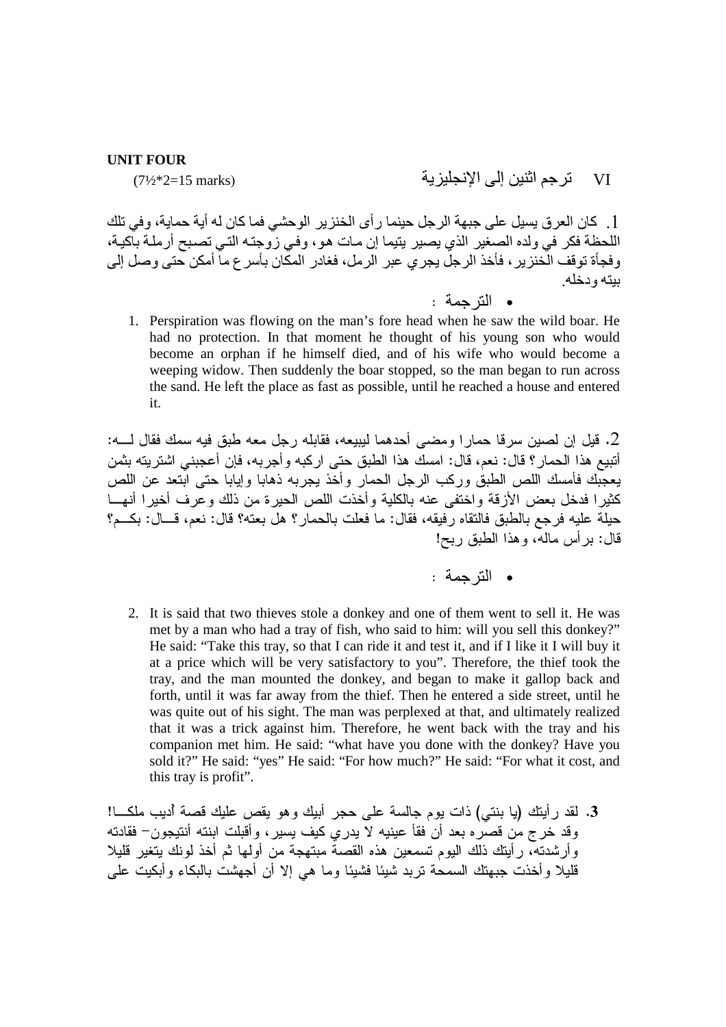**UNIT FOUR**

VI ترجم اثنين إلى الإنجليزية (7½*2=15 marks)

1. كان العرق يسيل على جبهة الرجل حينما رأى الخنزير الوحشي فما كان له أية حماية، وفي تلك اللحظة فكر في ولده الصغير الذي يصير يتيما إن مات هو، وفي زوجته التي تصبح أرملة باكية، وفجأة توقف الخنزير، فأخذ الرجل يجري عبر الرمل، فغادر المكان بأسرع ما أمكن حتى وصل إلى بيته ودخله.

- الترجمة :

1. Perspiration was flowing on the man's fore head when he saw the wild boar. He had no protection. In that moment he thought of his young son who would become an orphan if he himself died, and of his wife who would become a weeping widow. Then suddenly the boar stopped, so the man began to run across the sand. He left the place as fast as possible, until he reached a house and entered it.

2. قيل إن لصين سرقا حمارا ومضى أحدهما ليبيعه، فقابله رجل معه طبق فيه سمك فقال لـــه: أتبيع هذا الحمار؟ قال: نعم، قال: امسك هذا الطبق حتى اركبه وأجربه، فإن أعجبني اشتريته بثمن يعجبك فأمسك اللص الطبق وركب الرجل الحمار وأخذ يجربه ذهابا وإيابا حتى ابتعد عن اللص كثيرا فدخل بعض الأزقة واختفى عنه بالكلية وأخذت اللص الحيرة من ذلك وعرف أخيرا أنهـــا حيلة عليه فرجع بالطبق فالتقاه رفيقه، فقال: ما فعلت بالحمار؟ هل بعته؟ قال: نعم، قـــال: بكـــم؟ قال: برأس ماله، وهذا الطبق ربح!

- الترجمة :

2. It is said that two thieves stole a donkey and one of them went to sell it. He was met by a man who had a tray of fish, who said to him: will you sell this donkey?" He said: "Take this tray, so that I can ride it and test it, and if I like it I will buy it at a price which will be very satisfactory to you". Therefore, the thief took the tray, and the man mounted the donkey, and began to make it gallop back and forth, until it was far away from the thief. Then he entered a side street, until he was quite out of his sight. The man was perplexed at that, and ultimately realized that it was a trick against him. Therefore, he went back with the tray and his companion met him. He said: "what have you done with the donkey? Have you sold it?" He said: "yes" He said: "For how much?" He said: "For what it cost, and this tray is profit".

**3.** لقد رأيتك (يا بنتي) ذات يوم جالسة على حجر أبيك وهو يقص عليك قصة أُديب ملكـــا! وقد خرج من قصره بعد أن فقأ عينيه لا يدري كيف يسير، وأقبلت ابنته أنتيجون– فقادته وأرشدته، رأيتك ذلك اليوم تسمعين هذه القصة مبتهجة من أولها ثم أخذ لونك يتغير قليلا قليلا وأخذت جبهتك السمحة تربد شيئا فشيئا وما هي إلا أن أجهشت بالبكاء وأبكيت على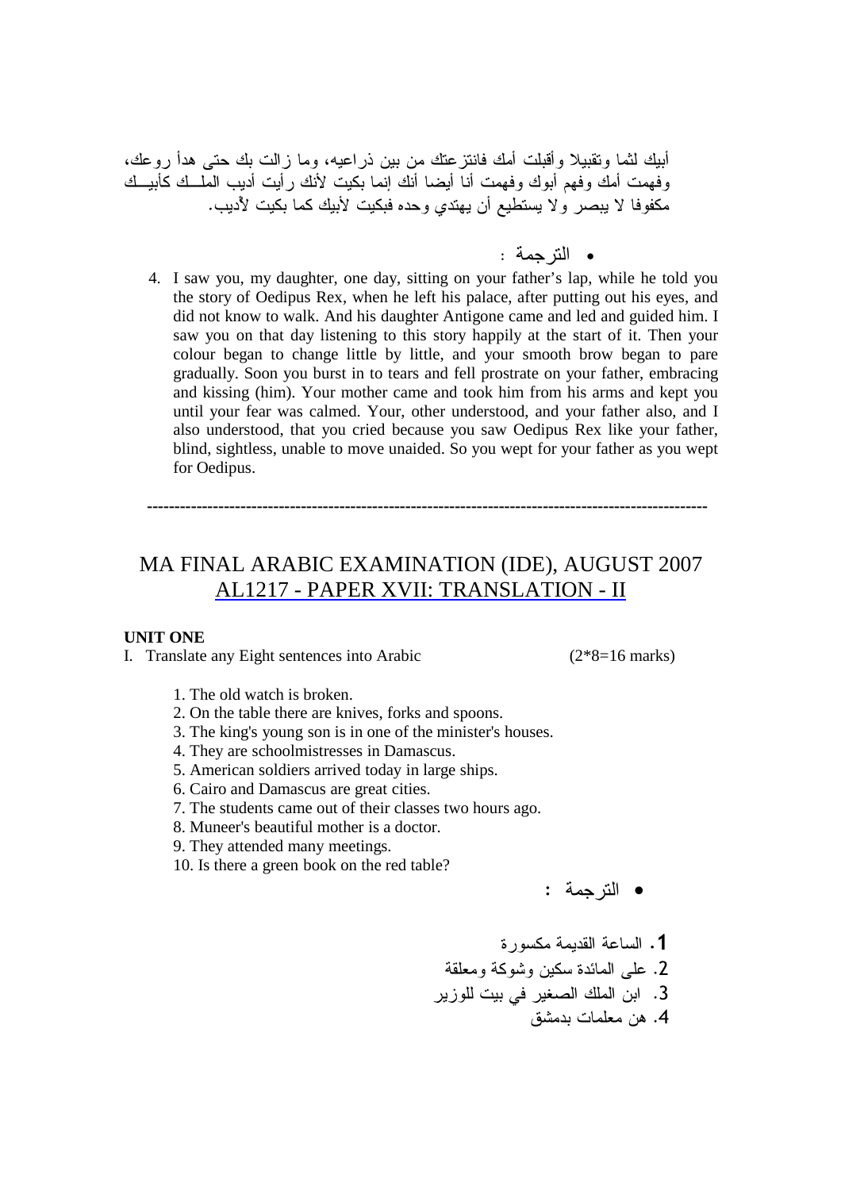أبيك لثما وتقبيلا وأقبلت أمك فانتزعتك من بين ذراعيه، وما زالت بك حتى هدأ روعك، وفهمت أمك وفهم أبوك وفهمت أنا أيضا أنك إنما بكيت لأنك رأيت أديب الملـــك كأبيـــك مكفوفا لا يبصر ولا يستطيع أن يهتدي وحده فبكيت لأبيك كما بكيت لأديب.

- الترجمة :

4. I saw you, my daughter, one day, sitting on your father's lap, while he told you the story of Oedipus Rex, when he left his palace, after putting out his eyes, and did not know to walk. And his daughter Antigone came and led and guided him. I saw you on that day listening to this story happily at the start of it. Then your colour began to change little by little, and your smooth brow began to pare gradually. Soon you burst in to tears and fell prostrate on your father, embracing and kissing (him). Your mother came and took him from his arms and kept you until your fear was calmed. Your, other understood, and your father also, and I also understood, that you cried because you saw Oedipus Rex like your father, blind, sightless, unable to move unaided. So you wept for your father as you wept for Oedipus.

---

# MA FINAL ARABIC EXAMINATION (IDE), AUGUST 2007
## AL1217 - PAPER XVII: TRANSLATION - II

**UNIT ONE**

I. Translate any Eight sentences into Arabic (2*8=16 marks)

1. The old watch is broken.
2. On the table there are knives, forks and spoons.
3. The king's young son is in one of the minister's houses.
4. They are schoolmistresses in Damascus.
5. American soldiers arrived today in large ships.
6. Cairo and Damascus are great cities.
7. The students came out of their classes two hours ago.
8. Muneer's beautiful mother is a doctor.
9. They attended many meetings.
10. Is there a green book on the red table?

- الترجمة :

1. الساعة القديمة مكسورة
2. على المائدة سكين وشوكة ومعلقة
3. ابن الملك الصغير في بيت للوزير
4. هن معلمات بدمشق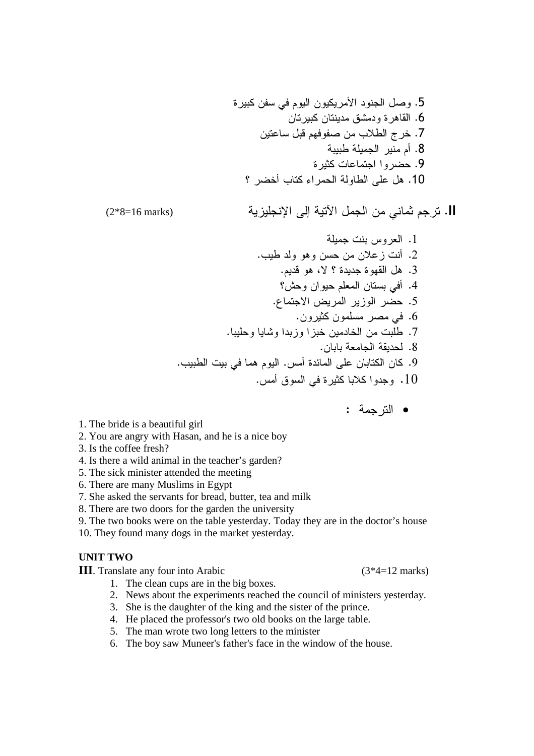5. وصل الجنود الأمريكيون اليوم في سفن كبيرة
6. القاهرة ودمشق مدينتان كبيرتان
7. خرج الطلاب من صفوفهم قبل ساعتين
8. أم منير الجميلة طبيبة
9. حضروا اجتماعات كثيرة
10. هل على الطاولة الحمراء كتاب أخضر ؟

**II. ترجم ثماني من الجمل الآتية إلى الإنجليزية** (2*8=16 marks)

1. العروس بنت جميلة
2. أنت زعلان من حسن وهو ولد طيب.
3. هل القهوة جديدة ؟ لا، هو قديم.
4. أفي بستان المعلم حيوان وحش؟
5. حضر الوزير المريض الاجتماع.
6. في مصر مسلمون كثيرون.
7. طلبت من الخادمين خبزا وزبدا وشايا وحليبا.
8. لحديقة الجامعة بابان.
9. كان الكتابان على المائدة أمس. اليوم هما في بيت الطبيب.
10. وجدوا كلابا كثيرة في السوق أمس.

- الترجمة :

1. The bride is a beautiful girl
2. You are angry with Hasan, and he is a nice boy
3. Is the coffee fresh?
4. Is there a wild animal in the teacher's garden?
5. The sick minister attended the meeting
6. There are many Muslims in Egypt
7. She asked the servants for bread, butter, tea and milk
8. There are two doors for the garden the university
9. The two books were on the table yesterday. Today they are in the doctor's house
10. They found many dogs in the market yesterday.

## UNIT TWO

**III**. Translate any four into Arabic (3*4=12 marks)

1. The clean cups are in the big boxes.
2. News about the experiments reached the council of ministers yesterday.
3. She is the daughter of the king and the sister of the prince.
4. He placed the professor's two old books on the large table.
5. The man wrote two long letters to the minister
6. The boy saw Muneer's father's face in the window of the house.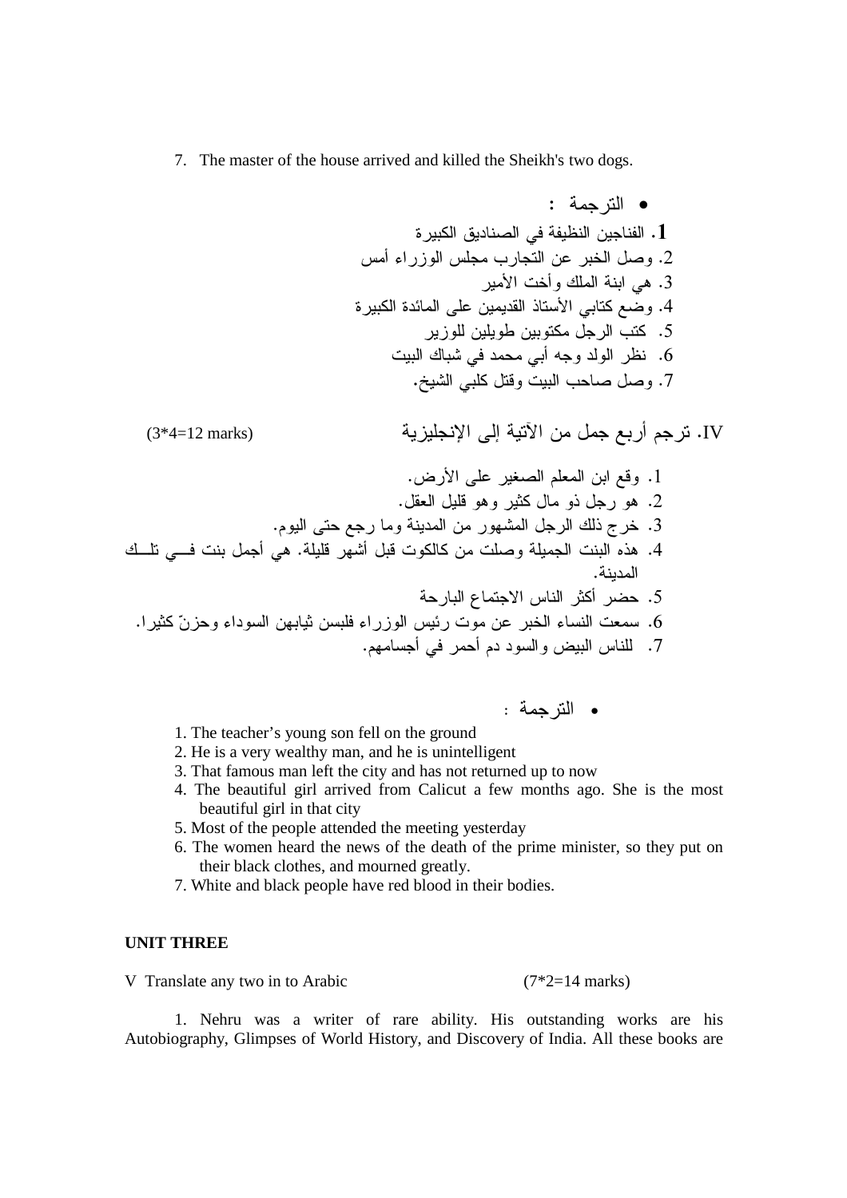7. The master of the house arrived and killed the Sheikh's two dogs.

- الترجمة :

1. الفناجين النظيفة في الصناديق الكبيرة
2. وصل الخبر عن التجارب مجلس الوزراء أمس
3. هي ابنة الملك وأخت الأمير
4. وضع كتابي الأستاذ القديمين على المائدة الكبيرة
5. كتب الرجل مكتوبين طويلين للوزير
6. نظر الولد وجه أبي محمد في شباك البيت
7. وصل صاحب البيت وقتل كلبي الشيخ.

IV. ترجم أربع جمل من الآتية إلى الإنجليزية (3*4=12 marks)

1. وقع ابن المعلم الصغير على الأرض.
2. هو رجل ذو مال كثير وهو قليل العقل.
3. خرج ذلك الرجل المشهور من المدينة وما رجع حتى اليوم.
4. هذه البنت الجميلة وصلت من كالكوت قبل أشهر قليلة. هي أجمل بنت في تلك المدينة.
5. حضر أكثر الناس الاجتماع البارحة
6. سمعت النساء الخبر عن موت رئيس الوزراء فلبسن ثيابهن السوداء وحزنّ كثيرا.
7. للناس البيض والسود دم أحمر في أجسامهم.

- الترجمة :

1. The teacher’s young son fell on the ground
2. He is a very wealthy man, and he is unintelligent
3. That famous man left the city and has not returned up to now
4. The beautiful girl arrived from Calicut a few months ago. She is the most beautiful girl in that city
5. Most of the people attended the meeting yesterday
6. The women heard the news of the death of the prime minister, so they put on their black clothes, and mourned greatly.
7. White and black people have red blood in their bodies.

**UNIT THREE**

V Translate any two in to Arabic (7*2=14 marks)

1. Nehru was a writer of rare ability. His outstanding works are his Autobiography, Glimpses of World History, and Discovery of India. All these books are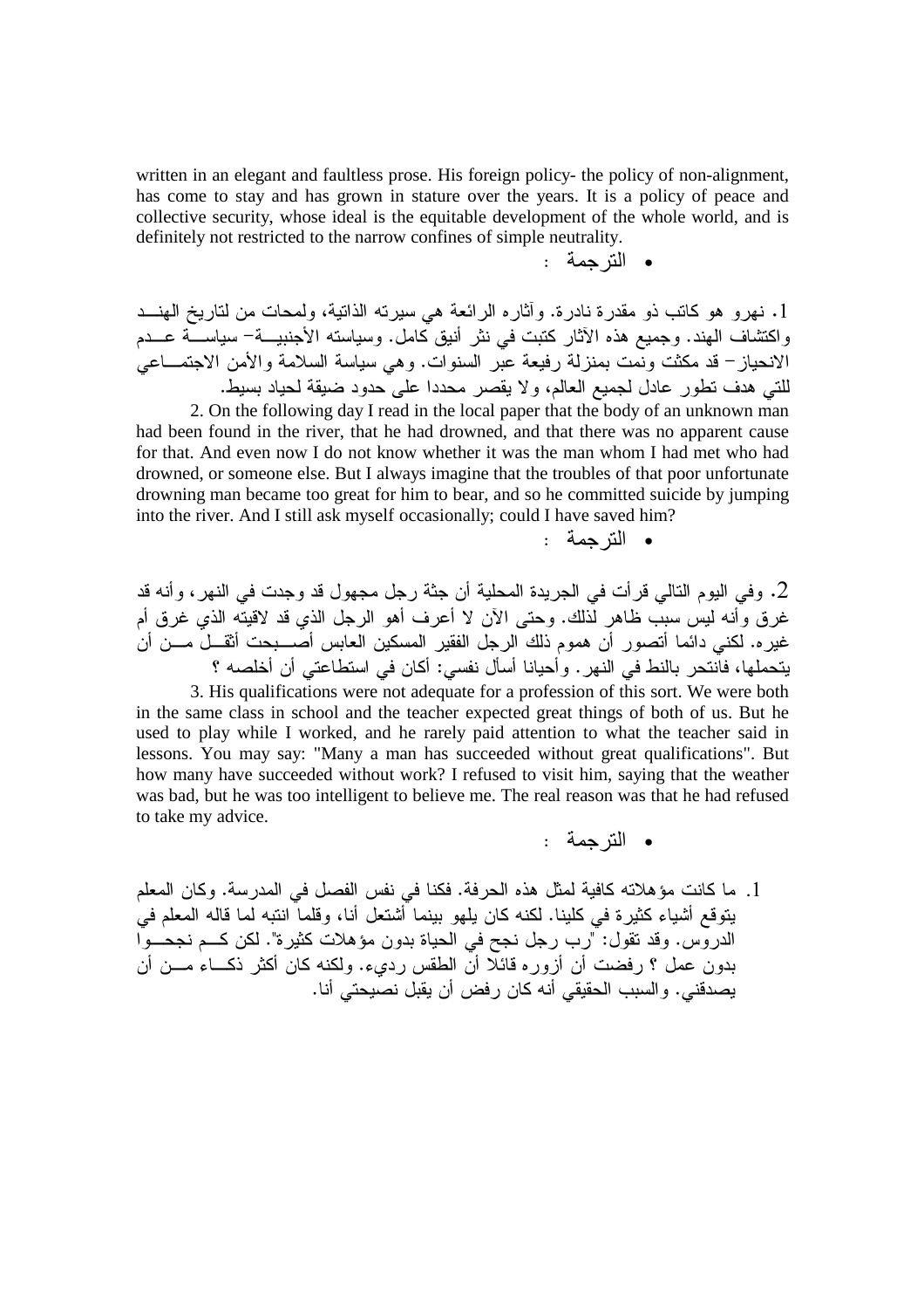written in an elegant and faultless prose. His foreign policy- the policy of non-alignment, has come to stay and has grown in stature over the years. It is a policy of peace and collective security, whose ideal is the equitable development of the whole world, and is definitely not restricted to the narrow confines of simple neutrality.

- الترجمة :

1. نهرو هو كاتب ذو مقدرة نادرة. وآثاره الرائعة هي سيرته الذاتية، ولمحات من لتاريخ الهند واكتشاف الهند. وجميع هذه الآثار كتبت في نثر أنيق كامل. وسياسته الأجنبية– سياسة عدم الانحياز– قد مكثت ونمت بمنزلة رفيعة عبر السنوات. وهي سياسة السلامة والأمن الاجتماعي للتي هدف تطور عادل لجميع العالم، ولا يقصر محددا على حدود ضيقة لحياد بسيط.

2. On the following day I read in the local paper that the body of an unknown man had been found in the river, that he had drowned, and that there was no apparent cause for that. And even now I do not know whether it was the man whom I had met who had drowned, or someone else. But I always imagine that the troubles of that poor unfortunate drowning man became too great for him to bear, and so he committed suicide by jumping into the river. And I still ask myself occasionally; could I have saved him?

- الترجمة :

2. وفي اليوم التالي قرأت في الجريدة المحلية أن جثة رجل مجهول قد وجدت في النهر، وأنه قد غرق وأنه ليس سبب ظاهر لذلك. وحتى الآن لا أعرف أهو الرجل الذي قد لاقيته الذي غرق أم غيره. لكني دائما أتصور أن هموم ذلك الرجل الفقير المسكين العابس أصبحت أثقل من أن يتحملها، فانتحر بالنط في النهر. وأحيانا أسأل نفسي: أكان في استطاعتي أن أخلصه ؟

3. His qualifications were not adequate for a profession of this sort. We were both in the same class in school and the teacher expected great things of both of us. But he used to play while I worked, and he rarely paid attention to what the teacher said in lessons. You may say: "Many a man has succeeded without great qualifications". But how many have succeeded without work? I refused to visit him, saying that the weather was bad, but he was too intelligent to believe me. The real reason was that he had refused to take my advice.

- الترجمة :

1. ما كانت مؤهلاته كافية لمثل هذه الحرفة. فكنا في نفس الفصل في المدرسة. وكان المعلم يتوقع أشياء كثيرة في كلينا. لكنه كان يلهو بينما أشتعل أنا، وقلما انتبه لما قاله المعلم في الدروس. وقد تقول: "رب رجل نجح في الحياة بدون مؤهلات كثيرة". لكن كم نجحوا بدون عمل ؟ رفضت أن أزوره قائلا أن الطقس رديء. ولكنه كان أكثر ذكاء من أن يصدقني. والسبب الحقيقي أنه كان رفض أن يقبل نصيحتي أنا.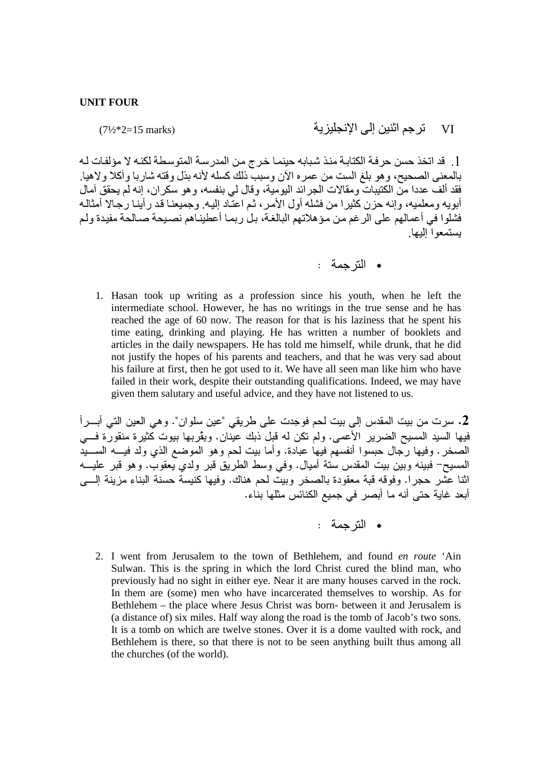**UNIT FOUR**

VI ترجم اثنين إلى الإنجليزية (7½*2=15 marks)

1. قد اتخذ حسن حرفة الكتابة منذ شبابه حينما خرج من المدرسة المتوسطة لكنه لا مؤلفات له بالمعنى الصحيح، وهو بلغ الست من عمره الآن وسبب ذلك كسله لأنه بذل وقته شاربا وآكلا ولاهيا. فقد ألف عددا من الكتيبات ومقالات الجرائد اليومية، وقال لي بنفسه، وهو سكران، إنه لم يحقق آمال أبويه ومعلميه، وإنه حزن كثيرا من فشله أول الأمر، ثم اعتاد إليه. وجميعنا قد رأينا رجالا أمثاله فشلوا في أعمالهم على الرغم من مؤهلاتهم البالغة، بل ربما أعطيناهم نصيحة صالحة مفيدة ولم يستمعوا إليها.

- الترجمة :

1. Hasan took up writing as a profession since his youth, when he left the intermediate school. However, he has no writings in the true sense and he has reached the age of 60 now. The reason for that is his laziness that he spent his time eating, drinking and playing. He has written a number of booklets and articles in the daily newspapers. He has told me himself, while drunk, that he did not justify the hopes of his parents and teachers, and that he was very sad about his failure at first, then he got used to it. We have all seen man like him who have failed in their work, despite their outstanding qualifications. Indeed, we may have given them salutary and useful advice, and they have not listened to us.

**2.** سرت من بيت المقدس إلى بيت لحم فوجدت على طريقي "عين سلوان". وهي العين التي أبـرأ فيها السيد المسيح الضرير الأعمى. ولم تكن له قبل ذلك عينان. وبقُربها بيوت كثيرة منقورة في الصخر. وفيها رجال حبسوا أنفسهم فيها عبادة. وأما بيت لحم وهو الموضع الذي ولد فيه السيد المسيح– فبينه وبين بيت المقدس ستة أميال. وفي وسط الطريق قبر ولدي يعقوب. وهو قبر عليه اثنا عشر حجرا. وفوقه قبة معقودة بالصخر وبيت لحم هناك. وفيها كنيسة حسنة البناء مزينة إلى أبعد غاية حتى أنه ما أبصر في جميع الكنائس مثلها بناء.

- الترجمة :

2. I went from Jerusalem to the town of Bethlehem, and found *en route* 'Ain Sulwan. This is the spring in which the lord Christ cured the blind man, who previously had no sight in either eye. Near it are many houses carved in the rock. In them are (some) men who have incarcerated themselves to worship. As for Bethlehem – the place where Jesus Christ was born- between it and Jerusalem is (a distance of) six miles. Half way along the road is the tomb of Jacob's two sons. It is a tomb on which are twelve stones. Over it is a dome vaulted with rock, and Bethlehem is there, so that there is not to be seen anything built thus among all the churches (of the world).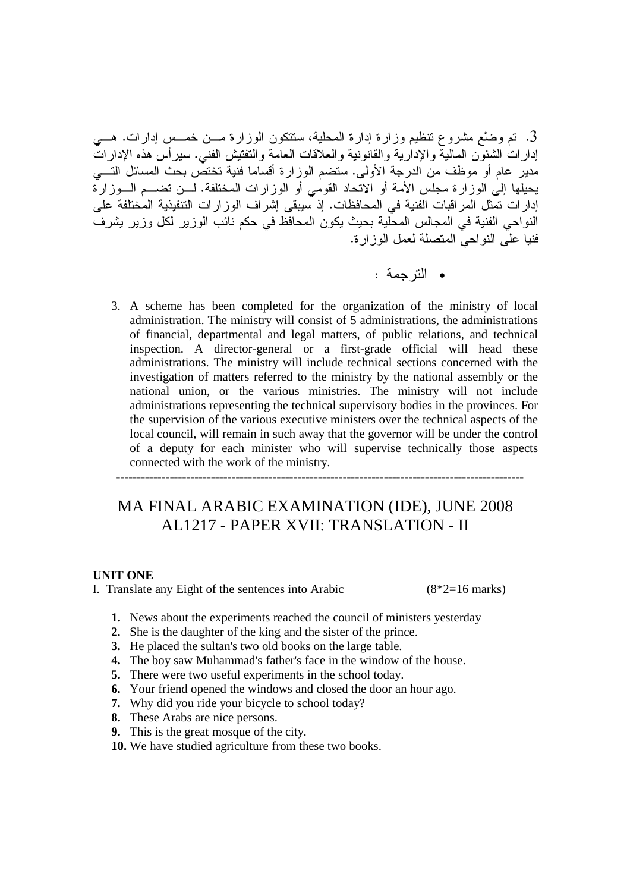3. تم وضْع مشروع تنظيم وزارة إدارة المحلية، ستتكون الوزارة من خمس إدارات. هي إدارات الشئون المالية والإدارية والقانونية والعلاقات العامة والتفتيش الفني. سيرأس هذه الإدارات مدير عام أو موظف من الدرجة الأولى. ستضم الوزارة أقساما فنية تختص بحث المسائل التي يحيلها إلى الوزارة مجلس الأمة أو الاتحاد القومي أو الوزارات المختلفة. لن تضم الوزارة إدارات تمثل المراقبات الفنية في المحافظات. إذ سيبقى إشراف الوزارات التنفيذية المختلفة على النواحي الفنية في المجالس المحلية بحيث يكون المحافظ في حكم نائب الوزير لكل وزير يشرف فنيا على النواحي المتصلة لعمل الوزارة.

- الترجمة :

3. A scheme has been completed for the organization of the ministry of local administration. The ministry will consist of 5 administrations, the administrations of financial, departmental and legal matters, of public relations, and technical inspection. A director-general or a first-grade official will head these administrations. The ministry will include technical sections concerned with the investigation of matters referred to the ministry by the national assembly or the national union, or the various ministries. The ministry will not include administrations representing the technical supervisory bodies in the provinces. For the supervision of the various executive ministers over the technical aspects of the local council, will remain in such away that the governor will be under the control of a deputy for each minister who will supervise technically those aspects connected with the work of the ministry.

---

# MA FINAL ARABIC EXAMINATION (IDE), JUNE 2008

## AL1217 - PAPER XVII: TRANSLATION - II

**UNIT ONE**

I. Translate any Eight of the sentences into Arabic (8*2=16 marks)

1. News about the experiments reached the council of ministers yesterday
2. She is the daughter of the king and the sister of the prince.
3. He placed the sultan's two old books on the large table.
4. The boy saw Muhammad's father's face in the window of the house.
5. There were two useful experiments in the school today.
6. Your friend opened the windows and closed the door an hour ago.
7. Why did you ride your bicycle to school today?
8. These Arabs are nice persons.
9. This is the great mosque of the city.
10. We have studied agriculture from these two books.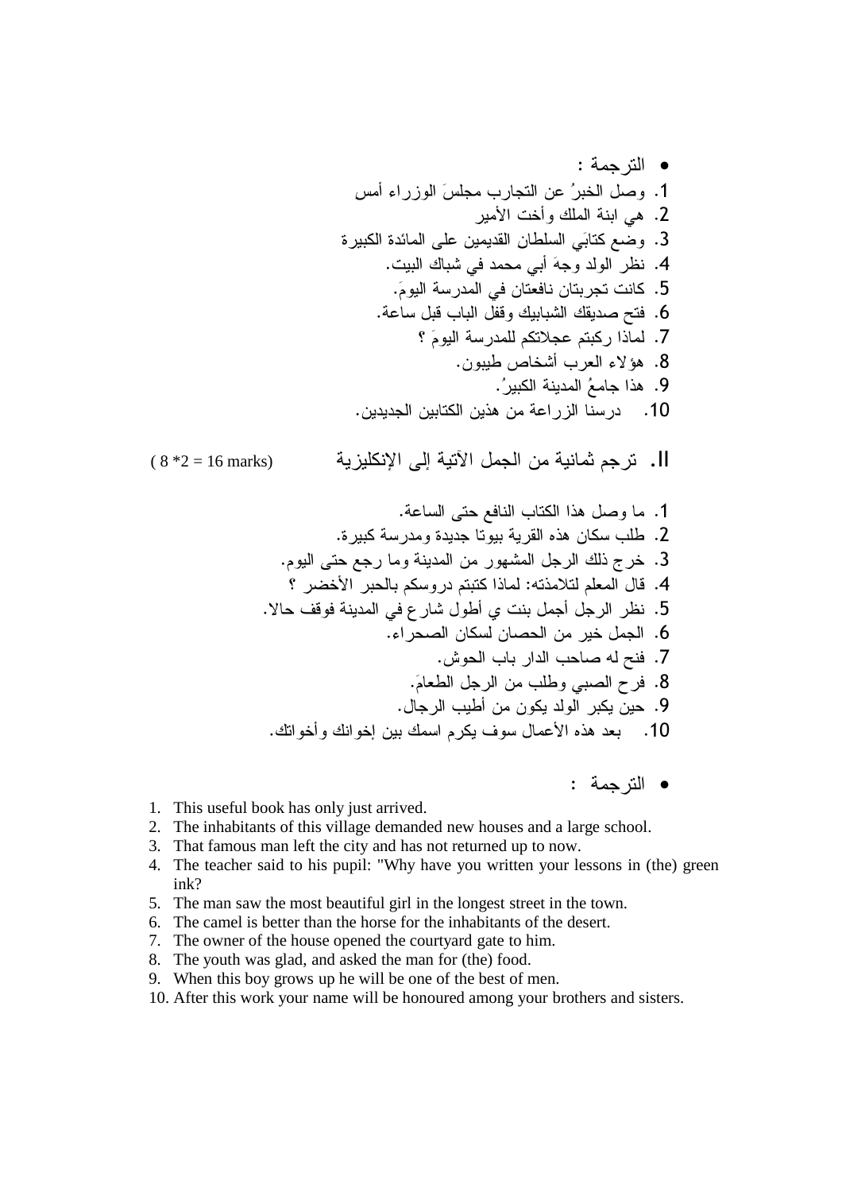- الترجمة :

1. وصل الخبرُ عن التجارب مجلسَ الوزراء أمس
2. هي ابنة الملك وأخت الأمير
3. وضع كتابَي السلطان القديمين على المائدة الكبيرة
4. نظر الولد وجهَ أبي محمد في شباك البيت.
5. كانت تجربتان نافعتان في المدرسة اليومَ.
6. فتح صديقك الشبابيك وقفل الباب قبل ساعة.
7. لماذا ركبتم عجلاتكم للمدرسة اليومَ ؟
8. هؤلاء العرب أشخاص طيبون.
9. هذا جامعُ المدينة الكبيرُ.
10. درسنا الزراعة من هذين الكتابين الجديدين.

## II. ترجم ثمانية من الجمل الآتية إلى الإنكليزية ( 8 *2 = 16 marks)

1. ما وصل هذا الكتاب النافع حتى الساعة.
2. طلب سكان هذه القرية بيوتا جديدة ومدرسة كبيرة.
3. خرج ذلك الرجل المشهور من المدينة وما رجع حتى اليوم.
4. قال المعلم لتلامذته: لماذا كتبتم دروسكم بالحبر الأخضر ؟
5. نظر الرجل أجمل بنت ي أطول شارع في المدينة فوقف حالا.
6. الجمل خير من الحصان لسكان الصحراء.
7. فتح له صاحب الدار باب الحوش.
8. فرح الصبي وطلب من الرجل الطعامَ.
9. حين يكبر الولد يكون من أطيب الرجال.
10. بعد هذه الأعمال سوف يكرم اسمك بين إخوانك وأخواتك.

- الترجمة :

1. This useful book has only just arrived.
2. The inhabitants of this village demanded new houses and a large school.
3. That famous man left the city and has not returned up to now.
4. The teacher said to his pupil: "Why have you written your lessons in (the) green ink?
5. The man saw the most beautiful girl in the longest street in the town.
6. The camel is better than the horse for the inhabitants of the desert.
7. The owner of the house opened the courtyard gate to him.
8. The youth was glad, and asked the man for (the) food.
9. When this boy grows up he will be one of the best of men.
10. After this work your name will be honoured among your brothers and sisters.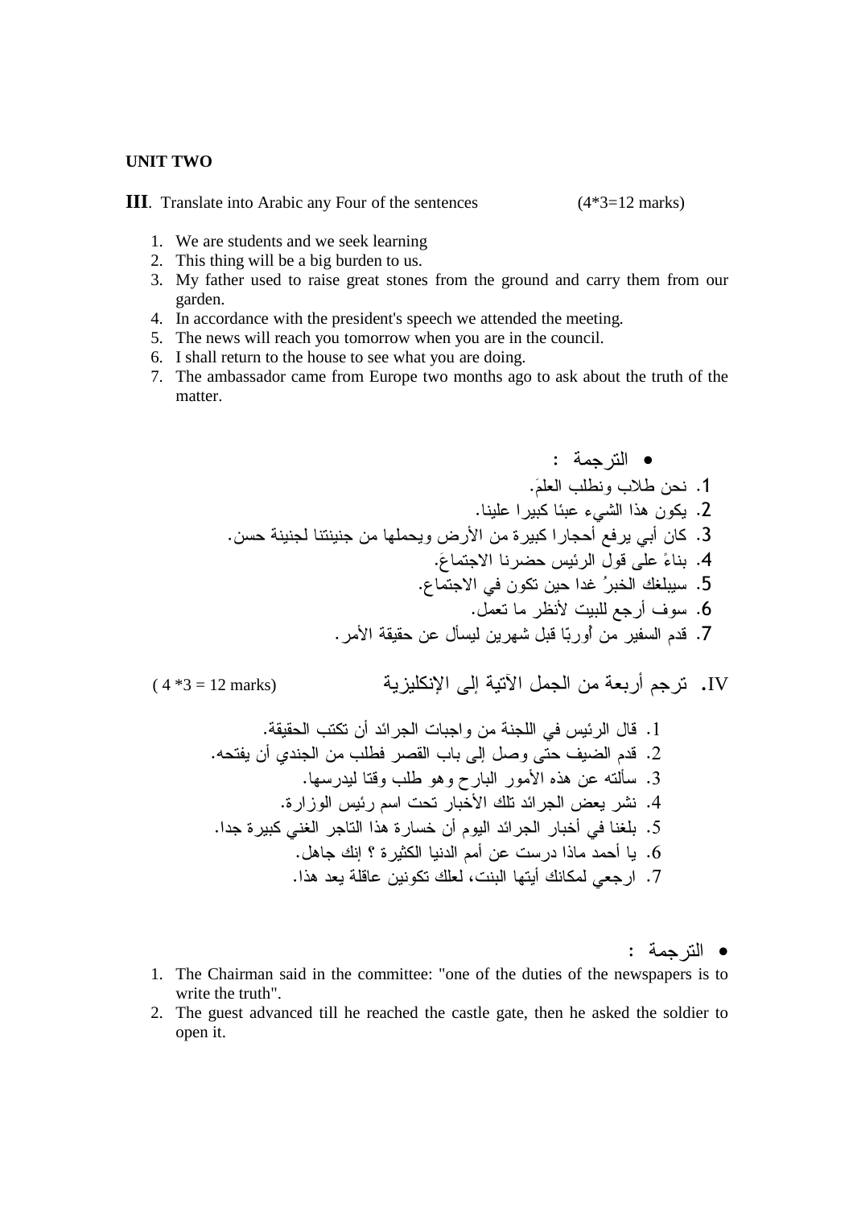**UNIT TWO**

**III**. Translate into Arabic any Four of the sentences (4*3=12 marks)

1. We are students and we seek learning
2. This thing will be a big burden to us.
3. My father used to raise great stones from the ground and carry them from our garden.
4. In accordance with the president's speech we attended the meeting.
5. The news will reach you tomorrow when you are in the council.
6. I shall return to the house to see what you are doing.
7. The ambassador came from Europe two months ago to ask about the truth of the matter.

- الترجمة :

1. نحن طلاب ونطلب العلمَ.
2. يكون هذا الشيء عبئا كبيرا علينا.
3. كان أبي يرفع أحجارا كبيرة من الأرض ويحملها من جنينتنا لجنينة حسن.
4. بناءً على قول الرئيس حضرنا الاجتماعَ.
5. سيبلغك الخبرُ غدا حين تكون في الاجتماع.
6. سوف أرجع للبيت لأنظر ما تعمل.
7. قدم السفير من أُوربّا قبل شهرين ليسأل عن حقيقة الأمر.

**IV.** ترجم أربعة من الجمل الآتية إلى الإنكليزية ( 4 *3 = 12 marks)

1. قال الرئيس في اللجنة من واجبات الجرائد أن تكتب الحقيقة.
2. قدم الضيف حتى وصل إلى باب القصر فطلب من الجندي أن يفتحه.
3. سألته عن هذه الأمور البارح وهو طلب وقتا ليدرسها.
4. نشر بعض الجرائد تلك الأخبار تحت اسم رئيس الوزارة.
5. بلغنا في أخبار الجرائد اليوم أن خسارة هذا التاجر الغني كبيرة جدا.
6. يا أحمد ماذا درست عن أمم الدنيا الكثيرة ؟ إنك جاهل.
7. ارجعي لمكانك أيتها البنت، لعلك تكونين عاقلة بعد هذا.

- الترجمة :

1. The Chairman said in the committee: "one of the duties of the newspapers is to write the truth".
2. The guest advanced till he reached the castle gate, then he asked the soldier to open it.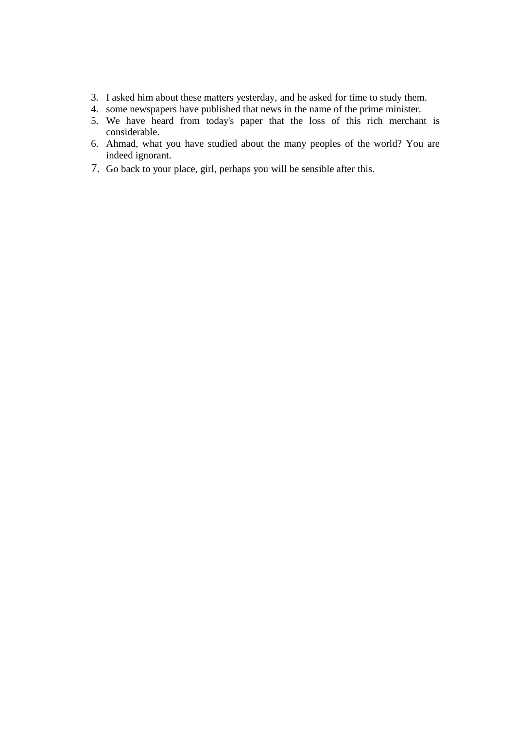3. I asked him about these matters yesterday, and he asked for time to study them.
4. some newspapers have published that news in the name of the prime minister.
5. We have heard from today's paper that the loss of this rich merchant is considerable.
6. Ahmad, what you have studied about the many peoples of the world? You are indeed ignorant.
7. Go back to your place, girl, perhaps you will be sensible after this.